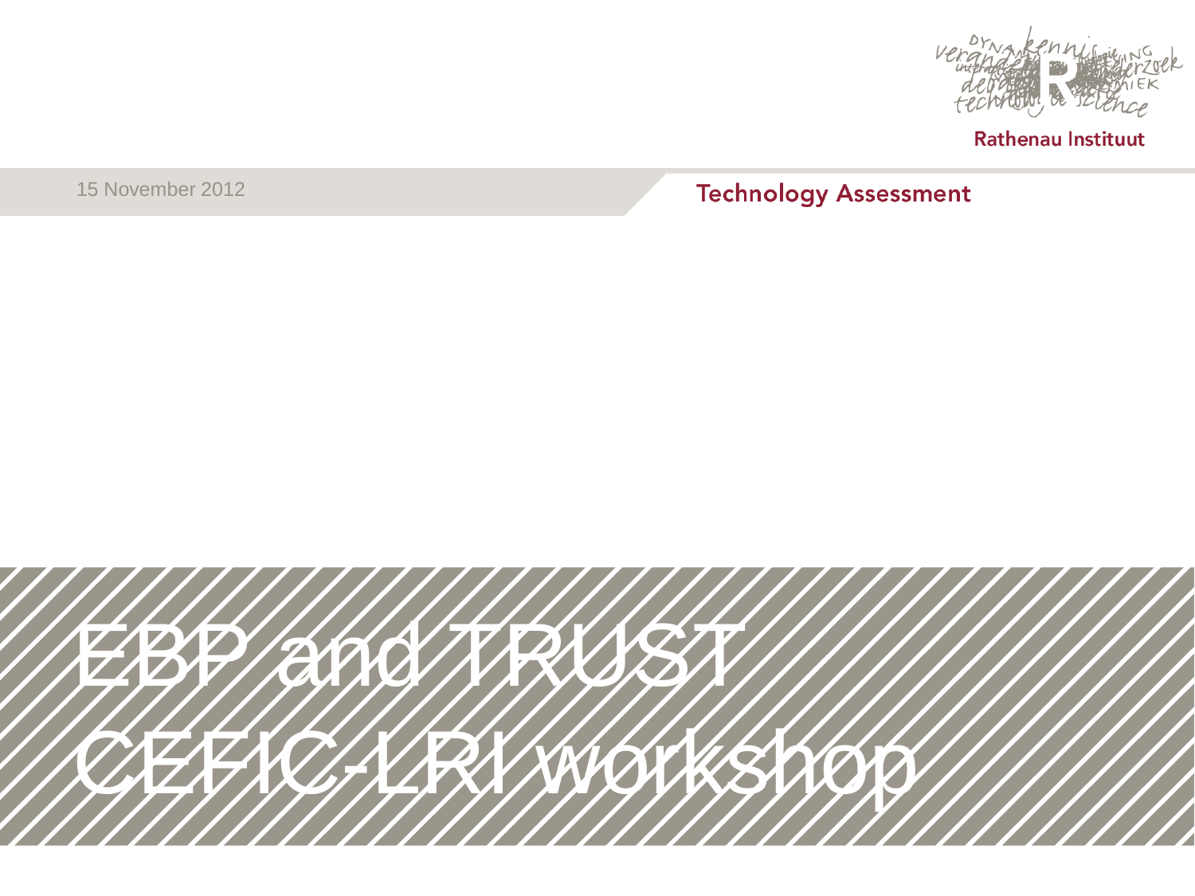Rathenau Instituut

15 November 2012

Technology Assessment

# EBP and TRUST
# CEFIC-LRI workshop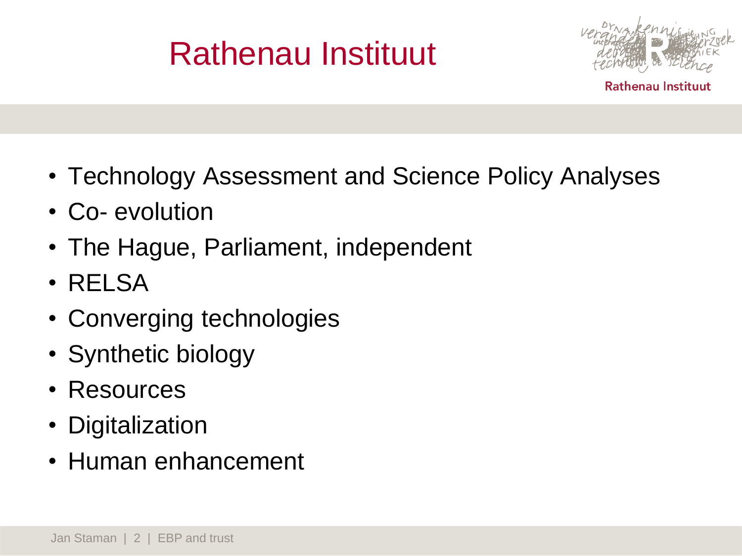# Rathenau Instituut

- Technology Assessment and Science Policy Analyses
- Co- evolution
- The Hague, Parliament, independent
- RELSA
- Converging technologies
- Synthetic biology
- Resources
- Digitalization
- Human enhancement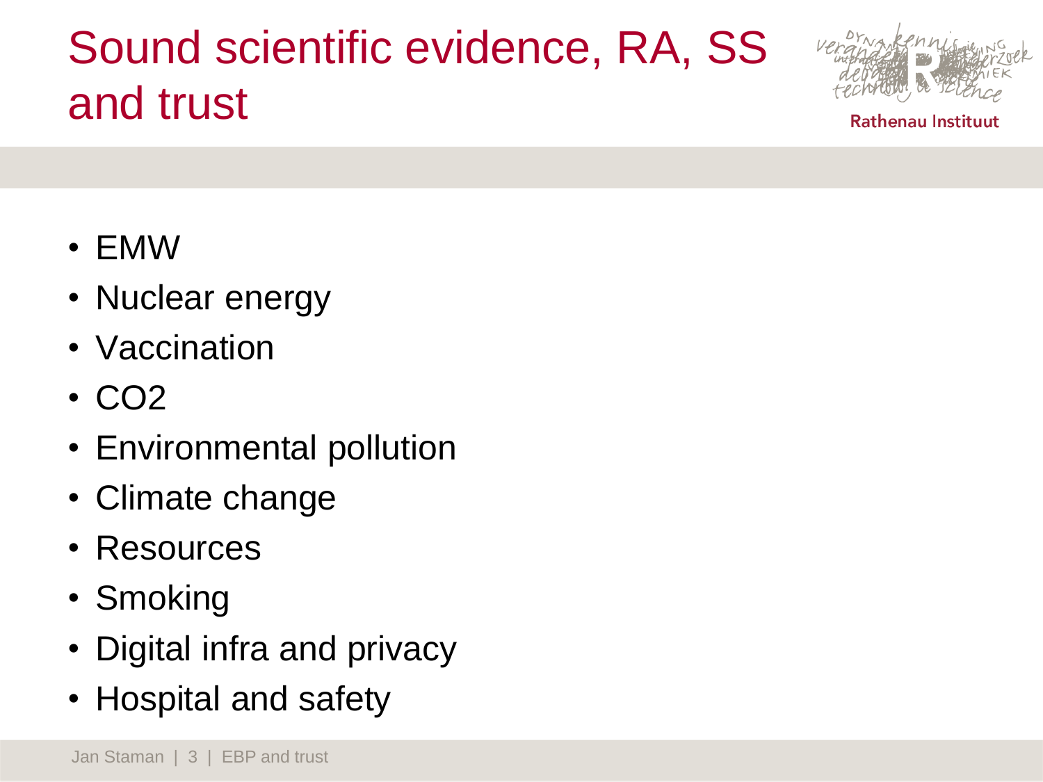# Sound scientific evidence, RA, SS and trust

- EMW
- Nuclear energy
- Vaccination
- $CO_2$
- Environmental pollution
- Climate change
- Resources
- Smoking
- Digital infra and privacy
- Hospital and safety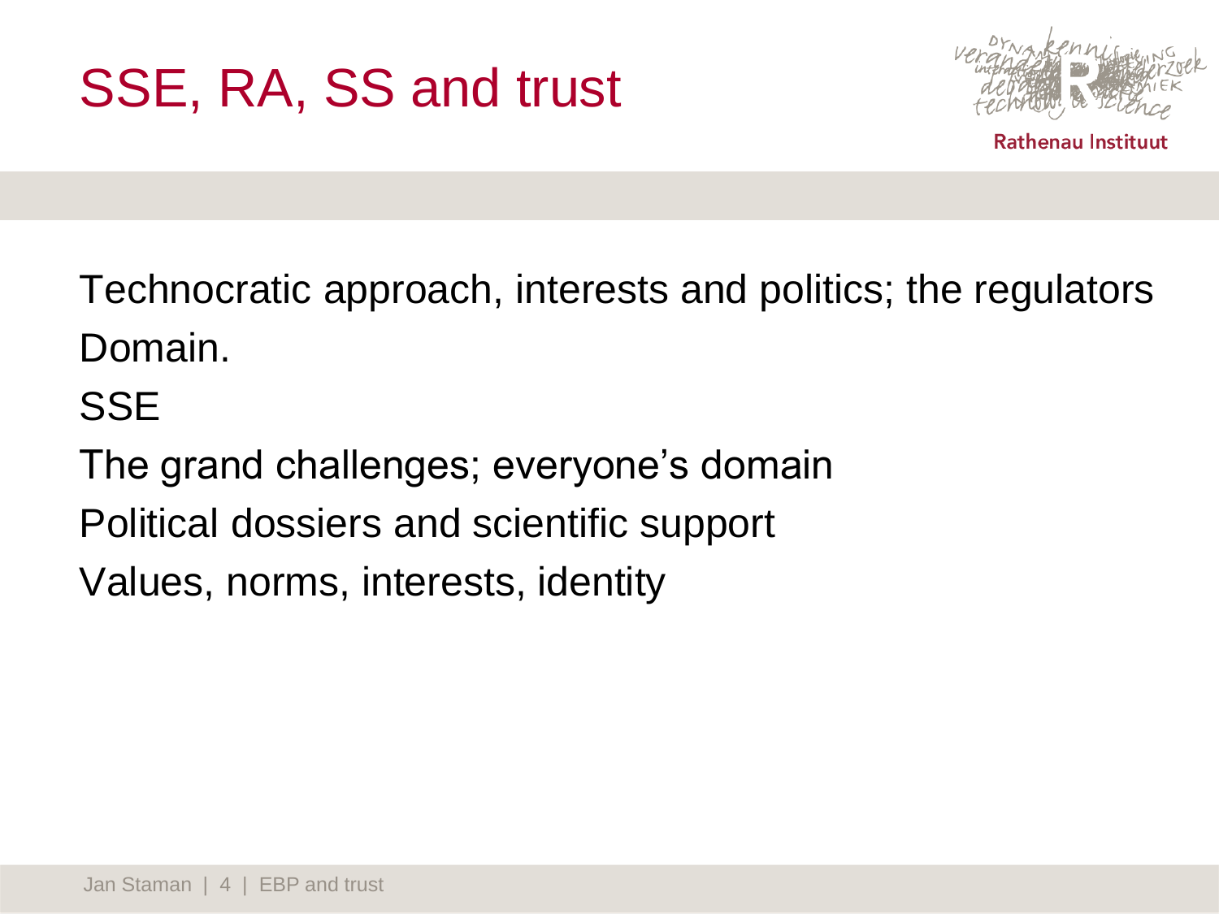# SSE, RA, SS and trust

Technocratic approach, interests and politics; the regulators Domain.

SSE

The grand challenges; everyone's domain

Political dossiers and scientific support

Values, norms, interests, identity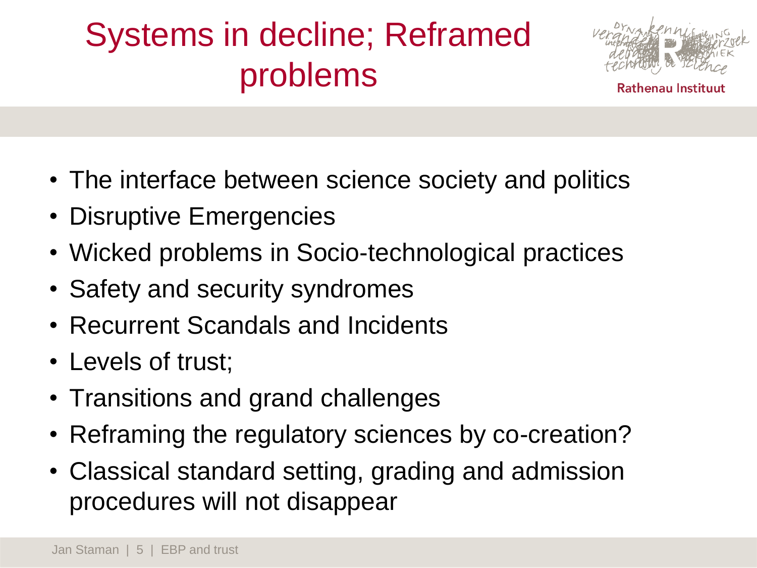# Systems in decline; Reframed problems

- The interface between science society and politics
- Disruptive Emergencies
- Wicked problems in Socio-technological practices
- Safety and security syndromes
- Recurrent Scandals and Incidents
- Levels of trust;
- Transitions and grand challenges
- Reframing the regulatory sciences by co-creation?
- Classical standard setting, grading and admission procedures will not disappear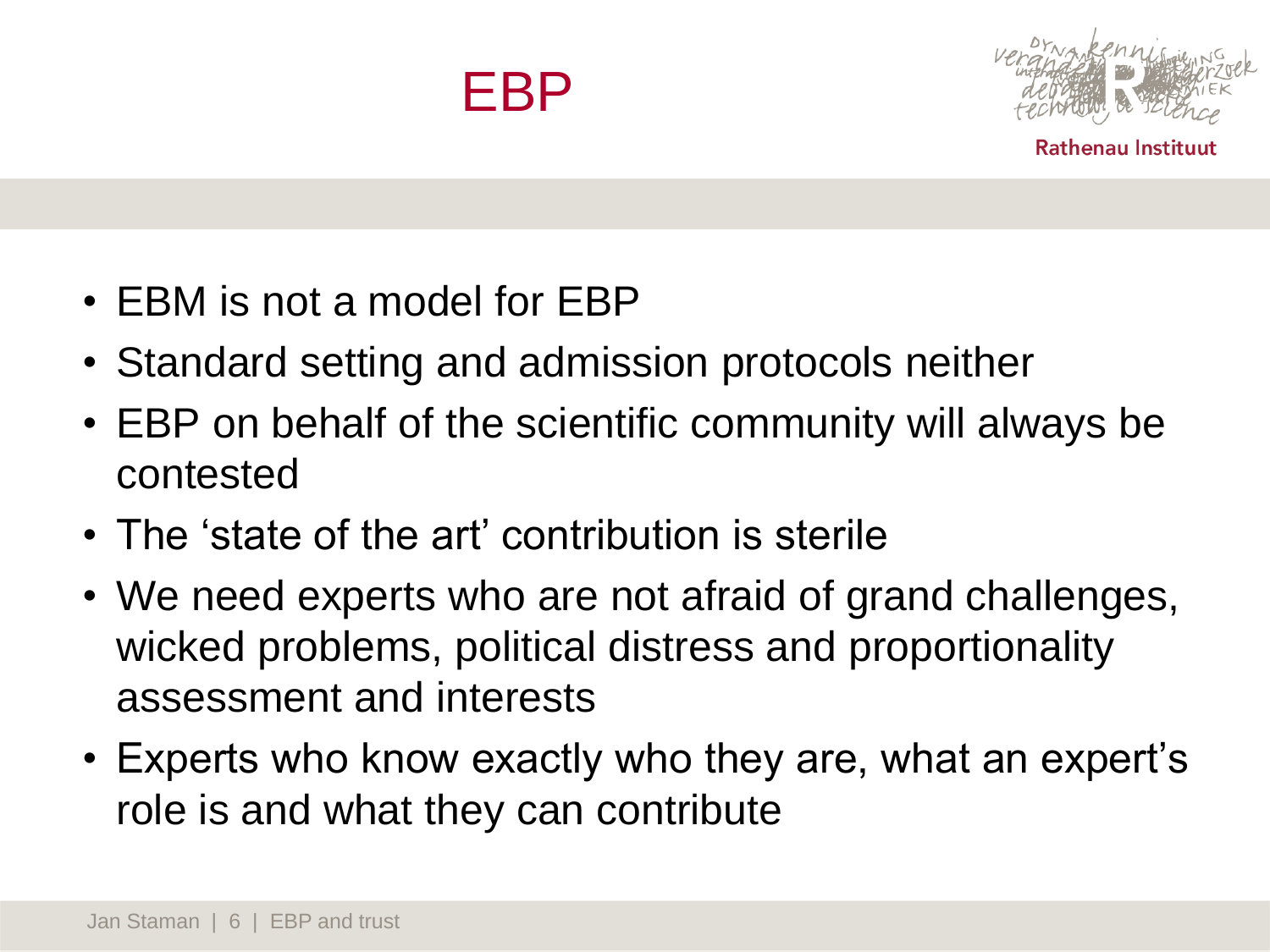# EBP

- EBM is not a model for EBP
- Standard setting and admission protocols neither
- EBP on behalf of the scientific community will always be contested
- The 'state of the art' contribution is sterile
- We need experts who are not afraid of grand challenges, wicked problems, political distress and proportionality assessment and interests
- Experts who know exactly who they are, what an expert's role is and what they can contribute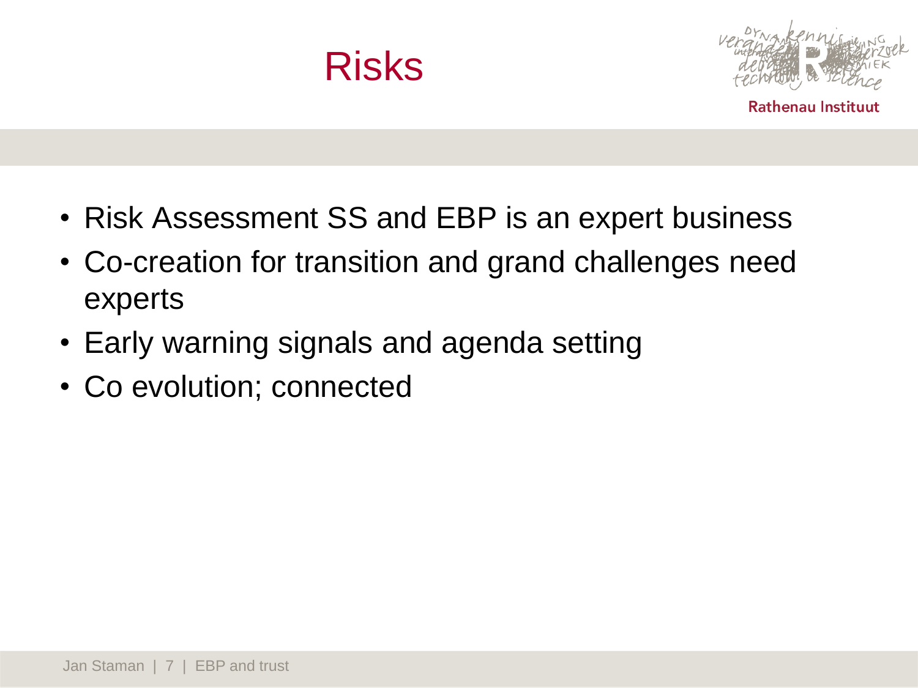# Risks

- Risk Assessment SS and EBP is an expert business
- Co-creation for transition and grand challenges need experts
- Early warning signals and agenda setting
- Co evolution; connected